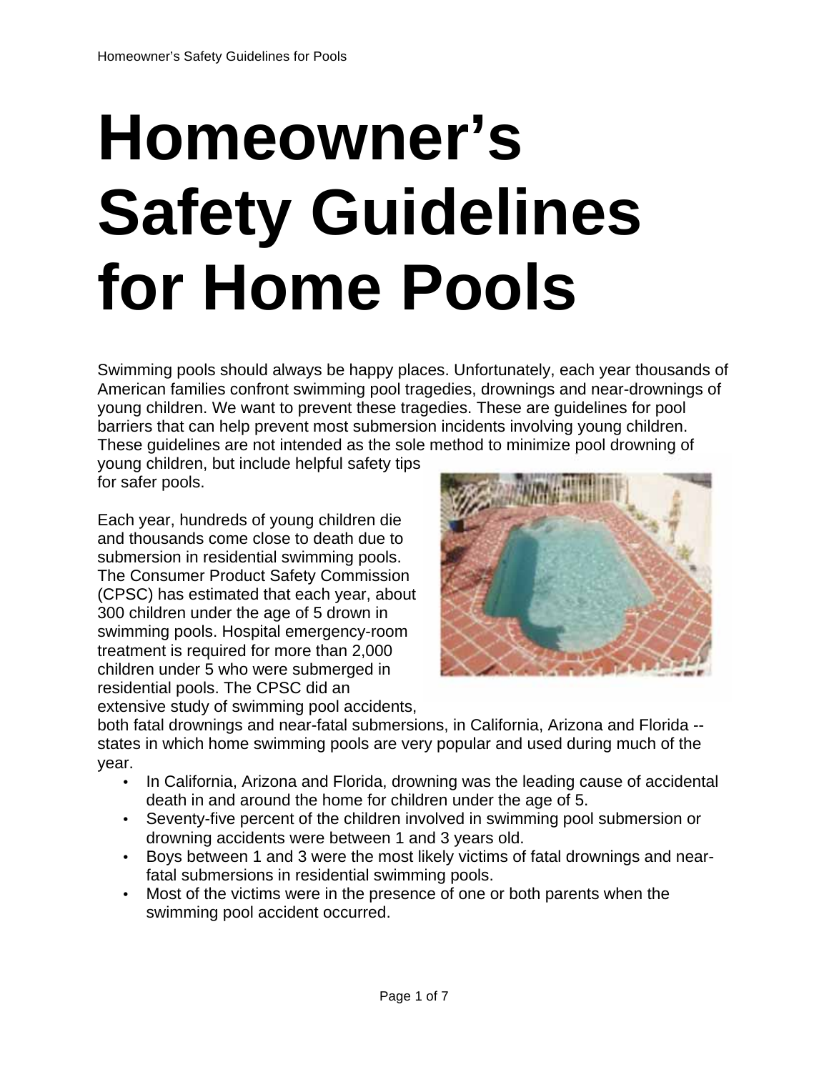# Homeowner's Safety Guidelines for Home Pools

Swimming pools should always be happy places. Unfortunately, each year thousands of American families confront swimming pool tragedies, drownings and near-drownings of young children. We want to prevent these tragedies. These are guidelines for pool barriers that can help prevent most submersion incidents involving young children. These guidelines are not intended as the sole method to minimize pool drowning of young children, but include helpful safety tips for safer pools.

Each year, hundreds of young children die and thousands come close to death due to submersion in residential swimming pools. The Consumer Product Safety Commission (CPSC) has estimated that each year, about 300 children under the age of 5 drown in swimming pools. Hospital emergency-room treatment is required for more than 2,000 children under 5 who were submerged in residential pools. The CPSC did an extensive study of swimming pool accidents, both fatal drownings and near-fatal submersions, in California, Arizona and Florida -- states in which home swimming pools are very popular and used during much of the year.

- In California, Arizona and Florida, drowning was the leading cause of accidental death in and around the home for children under the age of 5.
- Seventy-five percent of the children involved in swimming pool submersion or drowning accidents were between 1 and 3 years old.
- Boys between 1 and 3 were the most likely victims of fatal drownings and near-fatal submersions in residential swimming pools.
- Most of the victims were in the presence of one or both parents when the swimming pool accident occurred.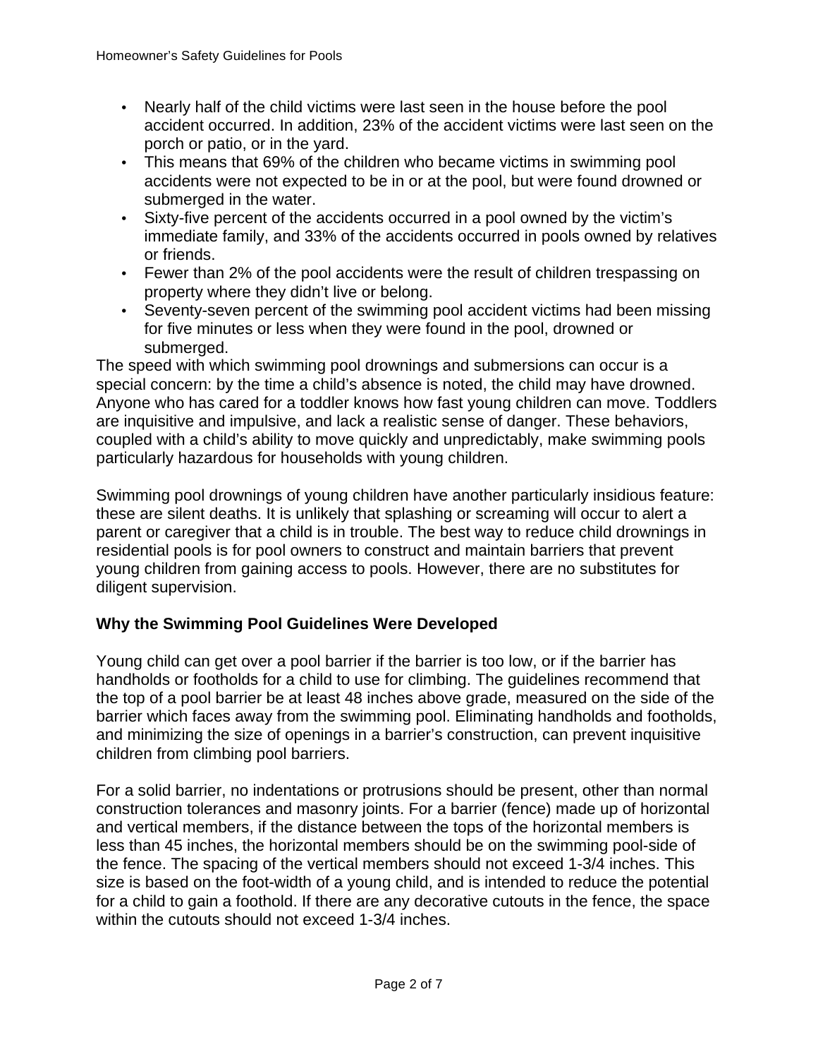- Nearly half of the child victims were last seen in the house before the pool accident occurred. In addition, 23% of the accident victims were last seen on the porch or patio, or in the yard.
- This means that 69% of the children who became victims in swimming pool accidents were not expected to be in or at the pool, but were found drowned or submerged in the water.
- Sixty-five percent of the accidents occurred in a pool owned by the victim's immediate family, and 33% of the accidents occurred in pools owned by relatives or friends.
- Fewer than 2% of the pool accidents were the result of children trespassing on property where they didn't live or belong.
- Seventy-seven percent of the swimming pool accident victims had been missing for five minutes or less when they were found in the pool, drowned or submerged.

The speed with which swimming pool drownings and submersions can occur is a special concern: by the time a child's absence is noted, the child may have drowned. Anyone who has cared for a toddler knows how fast young children can move. Toddlers are inquisitive and impulsive, and lack a realistic sense of danger. These behaviors, coupled with a child's ability to move quickly and unpredictably, make swimming pools particularly hazardous for households with young children.

Swimming pool drownings of young children have another particularly insidious feature: these are silent deaths. It is unlikely that splashing or screaming will occur to alert a parent or caregiver that a child is in trouble. The best way to reduce child drownings in residential pools is for pool owners to construct and maintain barriers that prevent young children from gaining access to pools. However, there are no substitutes for diligent supervision.

**Why the Swimming Pool Guidelines Were Developed**

Young child can get over a pool barrier if the barrier is too low, or if the barrier has handholds or footholds for a child to use for climbing. The guidelines recommend that the top of a pool barrier be at least 48 inches above grade, measured on the side of the barrier which faces away from the swimming pool. Eliminating handholds and footholds, and minimizing the size of openings in a barrier's construction, can prevent inquisitive children from climbing pool barriers.

For a solid barrier, no indentations or protrusions should be present, other than normal construction tolerances and masonry joints. For a barrier (fence) made up of horizontal and vertical members, if the distance between the tops of the horizontal members is less than 45 inches, the horizontal members should be on the swimming pool-side of the fence. The spacing of the vertical members should not exceed 1-3/4 inches. This size is based on the foot-width of a young child, and is intended to reduce the potential for a child to gain a foothold. If there are any decorative cutouts in the fence, the space within the cutouts should not exceed 1-3/4 inches.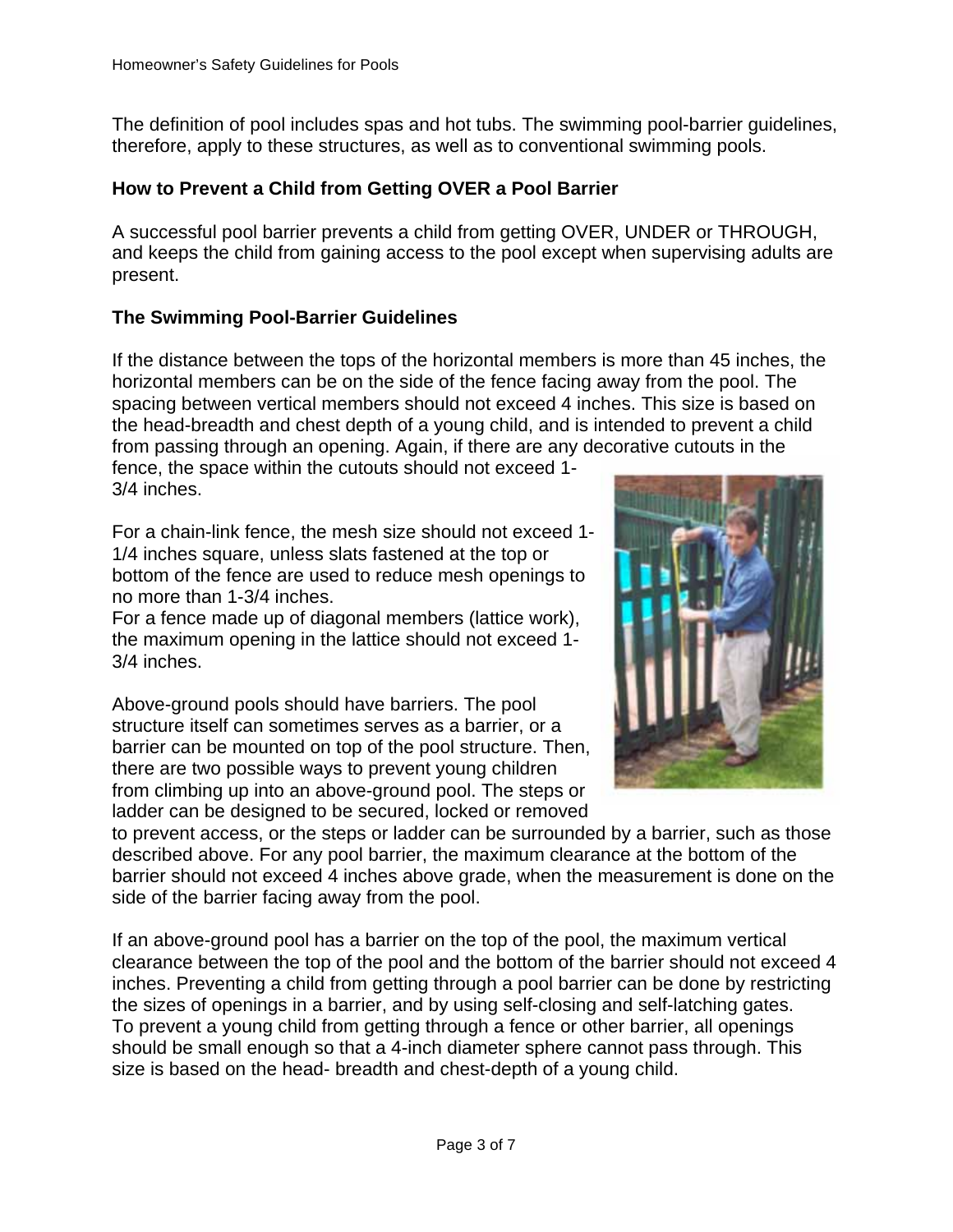The definition of pool includes spas and hot tubs. The swimming pool-barrier guidelines, therefore, apply to these structures, as well as to conventional swimming pools.

### How to Prevent a Child from Getting OVER a Pool Barrier

A successful pool barrier prevents a child from getting OVER, UNDER or THROUGH, and keeps the child from gaining access to the pool except when supervising adults are present.

### The Swimming Pool-Barrier Guidelines

If the distance between the tops of the horizontal members is more than 45 inches, the horizontal members can be on the side of the fence facing away from the pool. The spacing between vertical members should not exceed 4 inches. This size is based on the head-breadth and chest depth of a young child, and is intended to prevent a child from passing through an opening. Again, if there are any decorative cutouts in the fence, the space within the cutouts should not exceed 1-3/4 inches.

For a chain-link fence, the mesh size should not exceed 1-1/4 inches square, unless slats fastened at the top or bottom of the fence are used to reduce mesh openings to no more than 1-3/4 inches.
For a fence made up of diagonal members (lattice work), the maximum opening in the lattice should not exceed 1-3/4 inches.

Above-ground pools should have barriers. The pool structure itself can sometimes serves as a barrier, or a barrier can be mounted on top of the pool structure. Then, there are two possible ways to prevent young children from climbing up into an above-ground pool. The steps or ladder can be designed to be secured, locked or removed to prevent access, or the steps or ladder can be surrounded by a barrier, such as those described above. For any pool barrier, the maximum clearance at the bottom of the barrier should not exceed 4 inches above grade, when the measurement is done on the side of the barrier facing away from the pool.

If an above-ground pool has a barrier on the top of the pool, the maximum vertical clearance between the top of the pool and the bottom of the barrier should not exceed 4 inches. Preventing a child from getting through a pool barrier can be done by restricting the sizes of openings in a barrier, and by using self-closing and self-latching gates.
To prevent a young child from getting through a fence or other barrier, all openings should be small enough so that a 4-inch diameter sphere cannot pass through. This size is based on the head- breadth and chest-depth of a young child.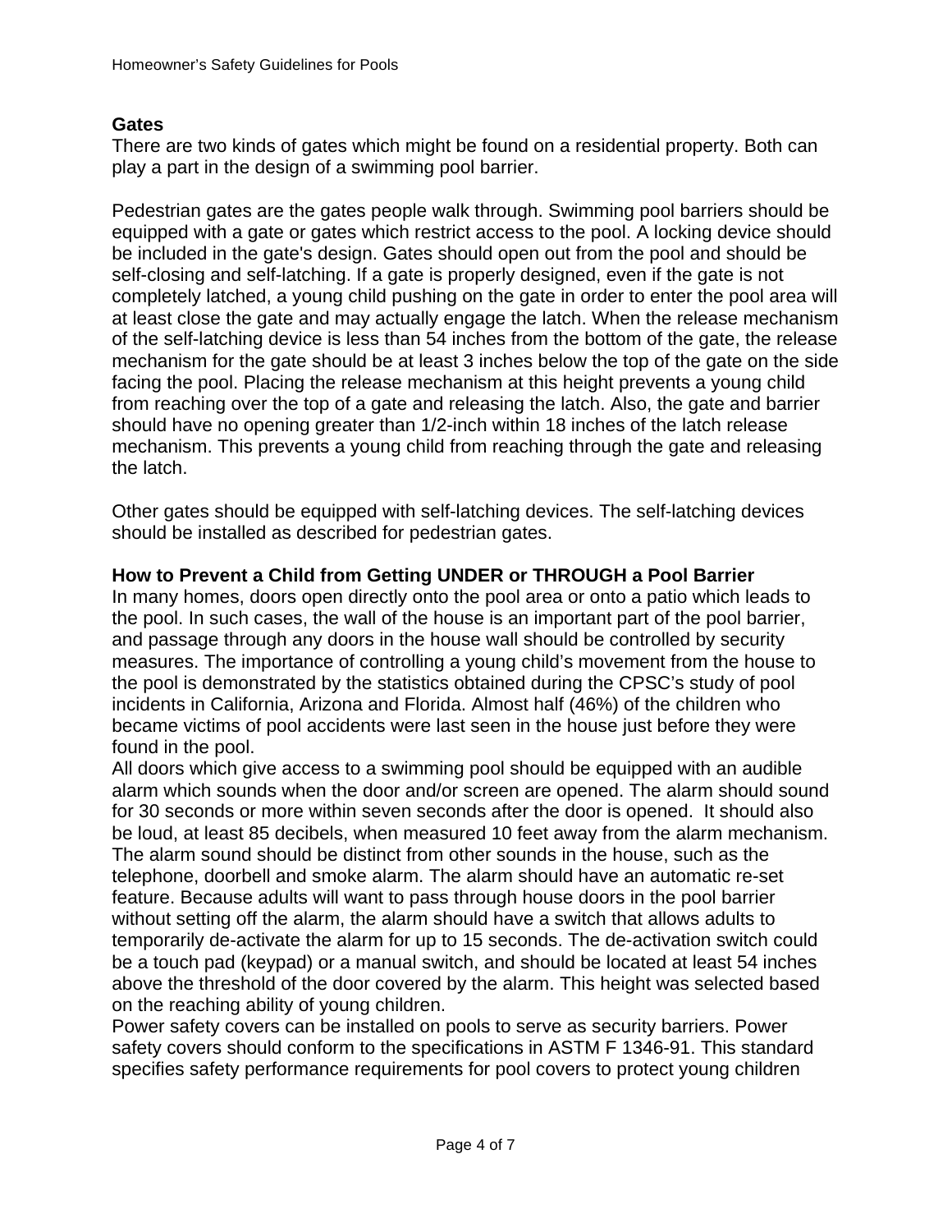## Gates

There are two kinds of gates which might be found on a residential property. Both can play a part in the design of a swimming pool barrier.

Pedestrian gates are the gates people walk through. Swimming pool barriers should be equipped with a gate or gates which restrict access to the pool. A locking device should be included in the gate's design. Gates should open out from the pool and should be self-closing and self-latching. If a gate is properly designed, even if the gate is not completely latched, a young child pushing on the gate in order to enter the pool area will at least close the gate and may actually engage the latch. When the release mechanism of the self-latching device is less than 54 inches from the bottom of the gate, the release mechanism for the gate should be at least 3 inches below the top of the gate on the side facing the pool. Placing the release mechanism at this height prevents a young child from reaching over the top of a gate and releasing the latch. Also, the gate and barrier should have no opening greater than 1/2-inch within 18 inches of the latch release mechanism. This prevents a young child from reaching through the gate and releasing the latch.

Other gates should be equipped with self-latching devices. The self-latching devices should be installed as described for pedestrian gates.

## How to Prevent a Child from Getting UNDER or THROUGH a Pool Barrier

In many homes, doors open directly onto the pool area or onto a patio which leads to the pool. In such cases, the wall of the house is an important part of the pool barrier, and passage through any doors in the house wall should be controlled by security measures. The importance of controlling a young child's movement from the house to the pool is demonstrated by the statistics obtained during the CPSC's study of pool incidents in California, Arizona and Florida. Almost half (46%) of the children who became victims of pool accidents were last seen in the house just before they were found in the pool.

All doors which give access to a swimming pool should be equipped with an audible alarm which sounds when the door and/or screen are opened. The alarm should sound for 30 seconds or more within seven seconds after the door is opened. It should also be loud, at least 85 decibels, when measured 10 feet away from the alarm mechanism. The alarm sound should be distinct from other sounds in the house, such as the telephone, doorbell and smoke alarm. The alarm should have an automatic re-set feature. Because adults will want to pass through house doors in the pool barrier without setting off the alarm, the alarm should have a switch that allows adults to temporarily de-activate the alarm for up to 15 seconds. The de-activation switch could be a touch pad (keypad) or a manual switch, and should be located at least 54 inches above the threshold of the door covered by the alarm. This height was selected based on the reaching ability of young children.

Power safety covers can be installed on pools to serve as security barriers. Power safety covers should conform to the specifications in ASTM F 1346-91. This standard specifies safety performance requirements for pool covers to protect young children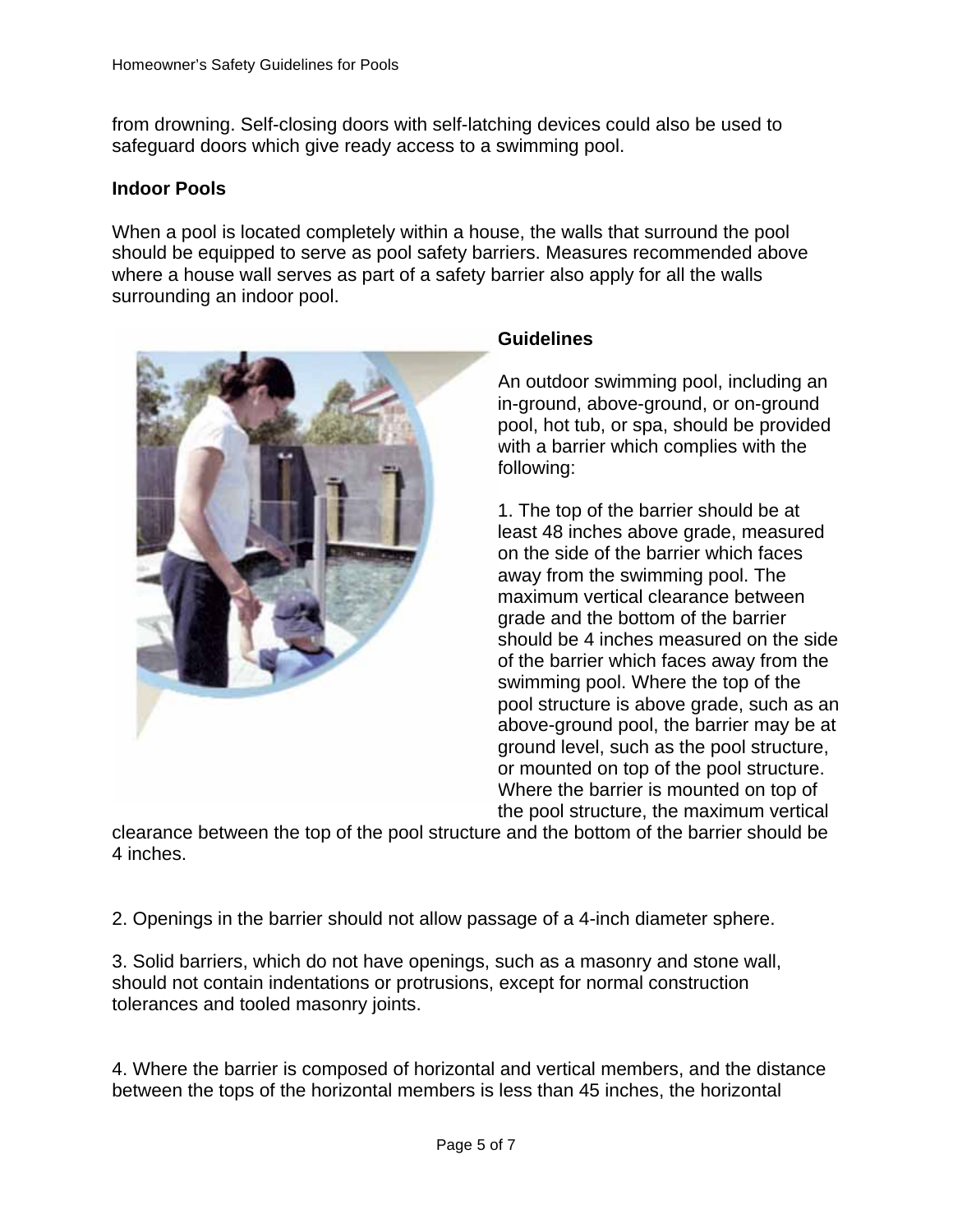from drowning. Self-closing doors with self-latching devices could also be used to safeguard doors which give ready access to a swimming pool.

**Indoor Pools**

When a pool is located completely within a house, the walls that surround the pool should be equipped to serve as pool safety barriers. Measures recommended above where a house wall serves as part of a safety barrier also apply for all the walls surrounding an indoor pool.

**Guidelines**

An outdoor swimming pool, including an in-ground, above-ground, or on-ground pool, hot tub, or spa, should be provided with a barrier which complies with the following:

1. The top of the barrier should be at least 48 inches above grade, measured on the side of the barrier which faces away from the swimming pool. The maximum vertical clearance between grade and the bottom of the barrier should be 4 inches measured on the side of the barrier which faces away from the swimming pool. Where the top of the pool structure is above grade, such as an above-ground pool, the barrier may be at ground level, such as the pool structure, or mounted on top of the pool structure. Where the barrier is mounted on top of the pool structure, the maximum vertical clearance between the top of the pool structure and the bottom of the barrier should be 4 inches.

2. Openings in the barrier should not allow passage of a 4-inch diameter sphere.

3. Solid barriers, which do not have openings, such as a masonry and stone wall, should not contain indentations or protrusions, except for normal construction tolerances and tooled masonry joints.

4. Where the barrier is composed of horizontal and vertical members, and the distance between the tops of the horizontal members is less than 45 inches, the horizontal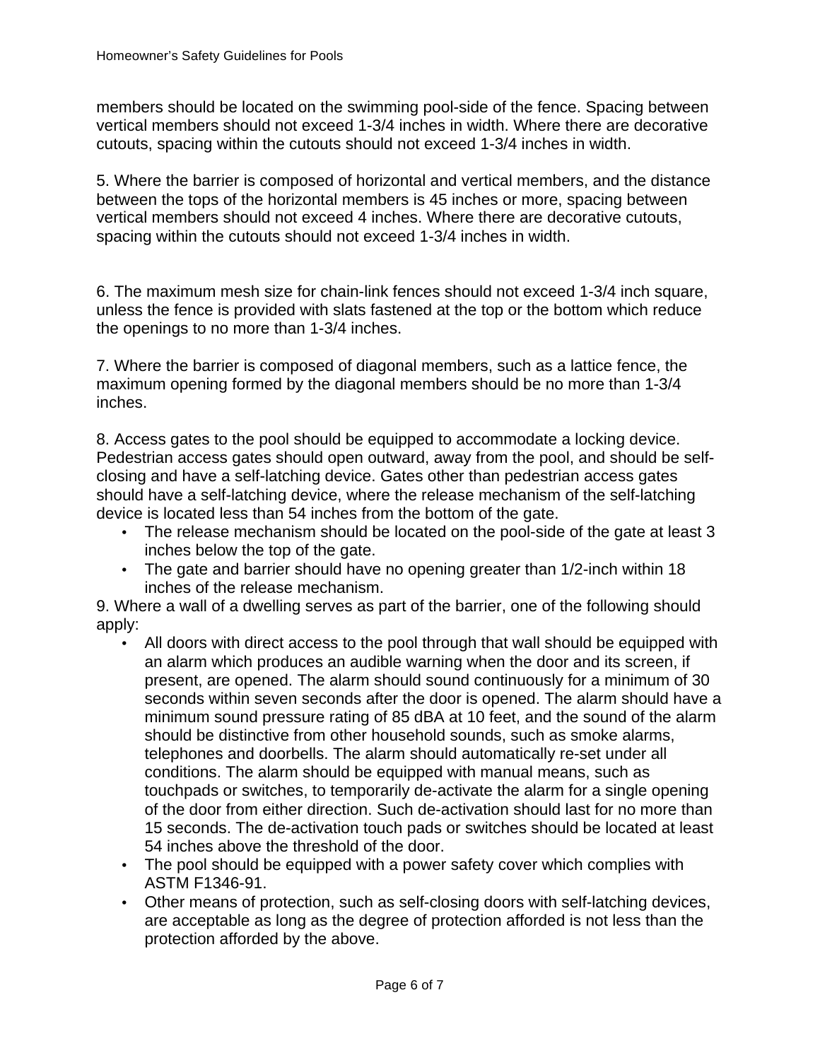members should be located on the swimming pool-side of the fence. Spacing between vertical members should not exceed 1-3/4 inches in width. Where there are decorative cutouts, spacing within the cutouts should not exceed 1-3/4 inches in width.

5. Where the barrier is composed of horizontal and vertical members, and the distance between the tops of the horizontal members is 45 inches or more, spacing between vertical members should not exceed 4 inches. Where there are decorative cutouts, spacing within the cutouts should not exceed 1-3/4 inches in width.

6. The maximum mesh size for chain-link fences should not exceed 1-3/4 inch square, unless the fence is provided with slats fastened at the top or the bottom which reduce the openings to no more than 1-3/4 inches.

7. Where the barrier is composed of diagonal members, such as a lattice fence, the maximum opening formed by the diagonal members should be no more than 1-3/4 inches.

8. Access gates to the pool should be equipped to accommodate a locking device. Pedestrian access gates should open outward, away from the pool, and should be self-closing and have a self-latching device. Gates other than pedestrian access gates should have a self-latching device, where the release mechanism of the self-latching device is located less than 54 inches from the bottom of the gate.

- The release mechanism should be located on the pool-side of the gate at least 3 inches below the top of the gate.
- The gate and barrier should have no opening greater than 1/2-inch within 18 inches of the release mechanism.

9. Where a wall of a dwelling serves as part of the barrier, one of the following should apply:

- All doors with direct access to the pool through that wall should be equipped with an alarm which produces an audible warning when the door and its screen, if present, are opened. The alarm should sound continuously for a minimum of 30 seconds within seven seconds after the door is opened. The alarm should have a minimum sound pressure rating of 85 dBA at 10 feet, and the sound of the alarm should be distinctive from other household sounds, such as smoke alarms, telephones and doorbells. The alarm should automatically re-set under all conditions. The alarm should be equipped with manual means, such as touchpads or switches, to temporarily de-activate the alarm for a single opening of the door from either direction. Such de-activation should last for no more than 15 seconds. The de-activation touch pads or switches should be located at least 54 inches above the threshold of the door.
- The pool should be equipped with a power safety cover which complies with ASTM F1346-91.
- Other means of protection, such as self-closing doors with self-latching devices, are acceptable as long as the degree of protection afforded is not less than the protection afforded by the above.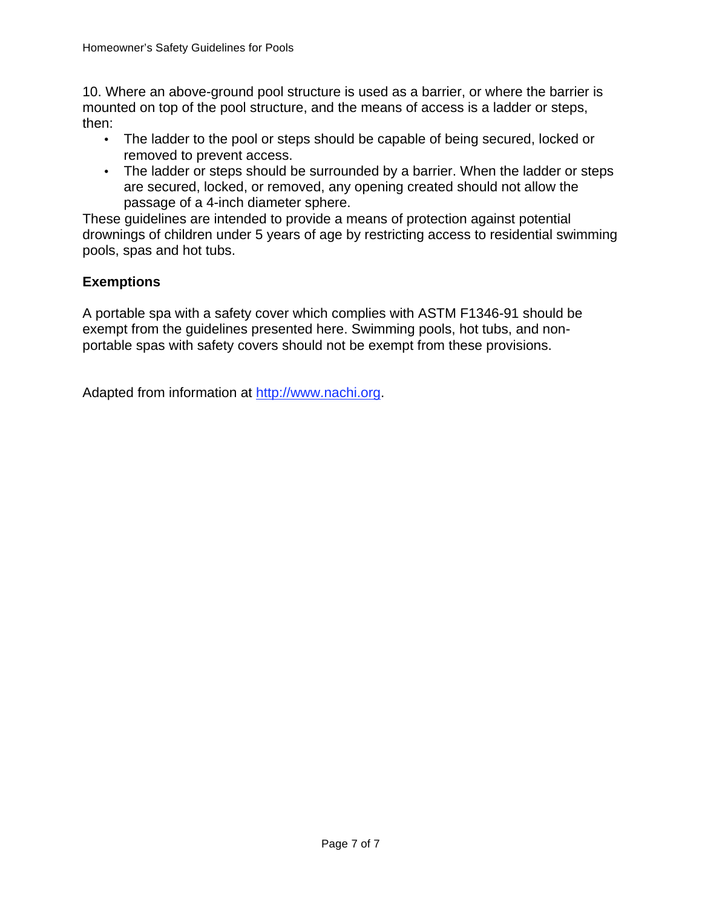10. Where an above-ground pool structure is used as a barrier, or where the barrier is mounted on top of the pool structure, and the means of access is a ladder or steps, then:

- The ladder to the pool or steps should be capable of being secured, locked or removed to prevent access.
- The ladder or steps should be surrounded by a barrier. When the ladder or steps are secured, locked, or removed, any opening created should not allow the passage of a 4-inch diameter sphere.

These guidelines are intended to provide a means of protection against potential drownings of children under 5 years of age by restricting access to residential swimming pools, spas and hot tubs.

**Exemptions**

A portable spa with a safety cover which complies with ASTM F1346-91 should be exempt from the guidelines presented here. Swimming pools, hot tubs, and non-portable spas with safety covers should not be exempt from these provisions.

Adapted from information at [http://www.nachi.org](http://www.nachi.org).